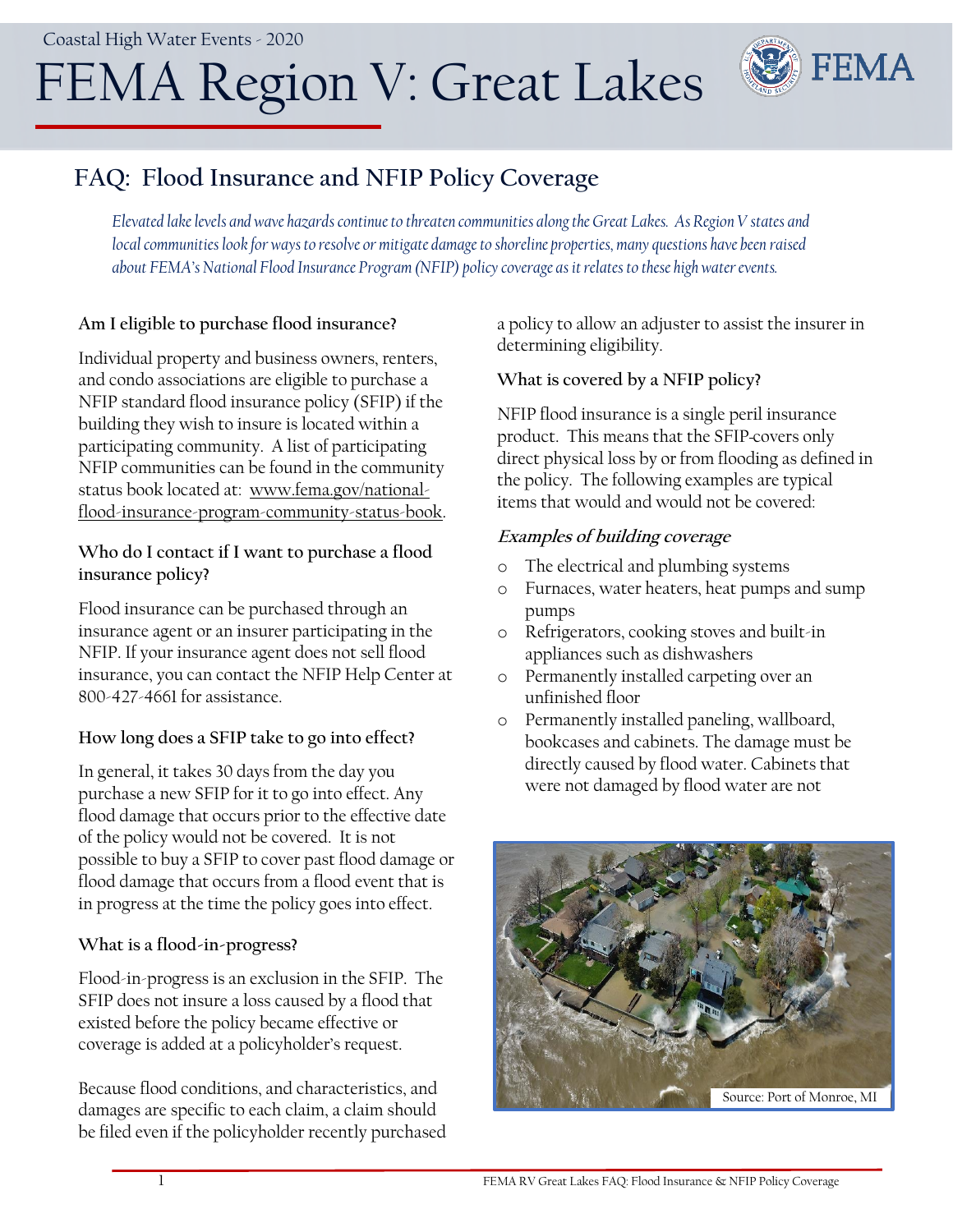Coastal High Water Events - 2020

# FEMA Region V: Great Lakes

## FAQ: Flood Insurance and NFIP Policy Coverage

*Elevated lake levels and wave hazards continue to threaten communities along the Great Lakes. As Region V states and local communities look for ways to resolve or mitigate damage to shoreline properties, many questions have been raised about FEMA's National Flood Insurance Program (NFIP) policy coverage as it relates to these high water events.*

### Am I eligible to purchase flood insurance?

Individual property and business owners, renters, and condo associations are eligible to purchase a NFIP standard flood insurance policy (SFIP) if the building they wish to insure is located within a participating community. A list of participating NFIP communities can be found in the community status book located at: www.fema.gov/national-flood-insurance-program-community-status-book.

### Who do I contact if I want to purchase a flood insurance policy?

Flood insurance can be purchased through an insurance agent or an insurer participating in the NFIP. If your insurance agent does not sell flood insurance, you can contact the NFIP Help Center at 800-427-4661 for assistance.

### How long does a SFIP take to go into effect?

In general, it takes 30 days from the day you purchase a new SFIP for it to go into effect. Any flood damage that occurs prior to the effective date of the policy would not be covered. It is not possible to buy a SFIP to cover past flood damage or flood damage that occurs from a flood event that is in progress at the time the policy goes into effect.

### What is a flood-in-progress?

Flood-in-progress is an exclusion in the SFIP. The SFIP does not insure a loss caused by a flood that existed before the policy became effective or coverage is added at a policyholder's request.

Because flood conditions, and characteristics, and damages are specific to each claim, a claim should be filed even if the policyholder recently purchased a policy to allow an adjuster to assist the insurer in determining eligibility.

### What is covered by a NFIP policy?

NFIP flood insurance is a single peril insurance product. This means that the SFIP-covers only direct physical loss by or from flooding as defined in the policy. The following examples are typical items that would and would not be covered:

#### *Examples of building coverage*

- The electrical and plumbing systems
- Furnaces, water heaters, heat pumps and sump pumps
- Refrigerators, cooking stoves and built-in appliances such as dishwashers
- Permanently installed carpeting over an unfinished floor
- Permanently installed paneling, wallboard, bookcases and cabinets. The damage must be directly caused by flood water. Cabinets that were not damaged by flood water are not

Source: Port of Monroe, MI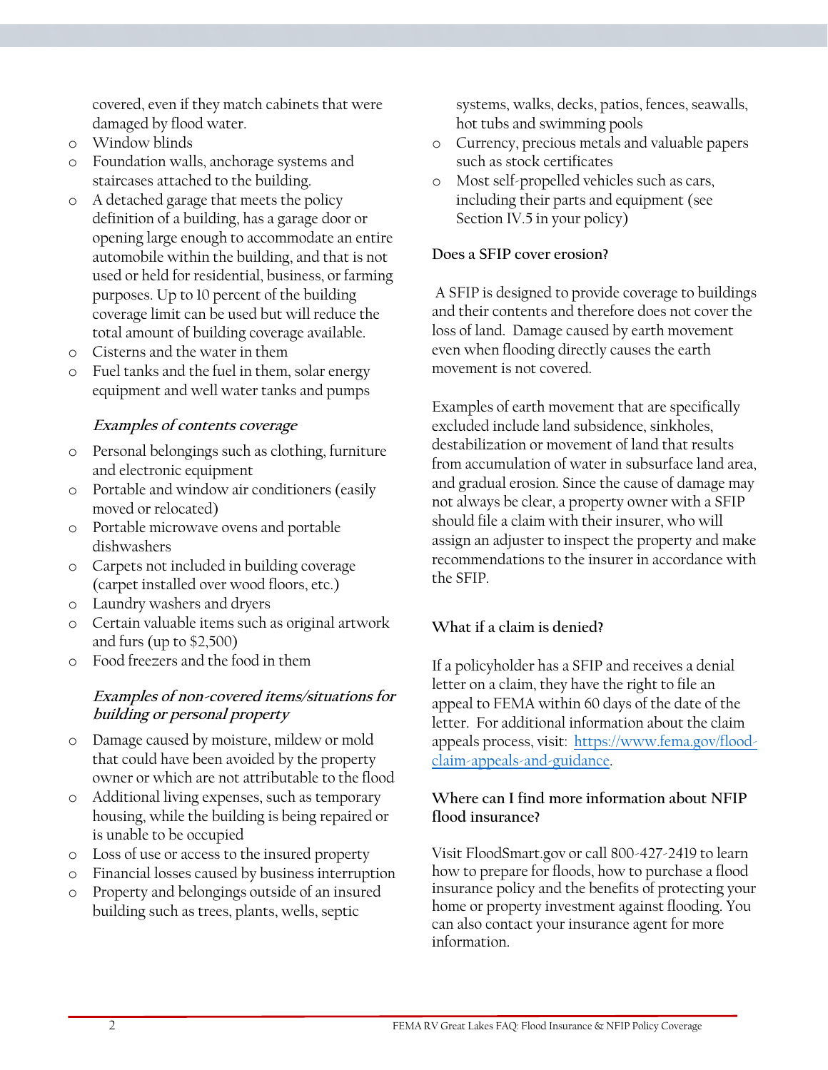covered, even if they match cabinets that were damaged by flood water.
- Window blinds
- Foundation walls, anchorage systems and staircases attached to the building.
- A detached garage that meets the policy definition of a building, has a garage door or opening large enough to accommodate an entire automobile within the building, and that is not used or held for residential, business, or farming purposes. Up to 10 percent of the building coverage limit can be used but will reduce the total amount of building coverage available.
- Cisterns and the water in them
- Fuel tanks and the fuel in them, solar energy equipment and well water tanks and pumps

***Examples of contents coverage***

- Personal belongings such as clothing, furniture and electronic equipment
- Portable and window air conditioners (easily moved or relocated)
- Portable microwave ovens and portable dishwashers
- Carpets not included in building coverage (carpet installed over wood floors, etc.)
- Laundry washers and dryers
- Certain valuable items such as original artwork and furs (up to $2,500)
- Food freezers and the food in them

***Examples of non-covered items/situations for building or personal property***

- Damage caused by moisture, mildew or mold that could have been avoided by the property owner or which are not attributable to the flood
- Additional living expenses, such as temporary housing, while the building is being repaired or is unable to be occupied
- Loss of use or access to the insured property
- Financial losses caused by business interruption
- Property and belongings outside of an insured building such as trees, plants, wells, septic systems, walks, decks, patios, fences, seawalls, hot tubs and swimming pools
- Currency, precious metals and valuable papers such as stock certificates
- Most self-propelled vehicles such as cars, including their parts and equipment (see Section IV.5 in your policy)

**Does a SFIP cover erosion?**

A SFIP is designed to provide coverage to buildings and their contents and therefore does not cover the loss of land. Damage caused by earth movement even when flooding directly causes the earth movement is not covered.

Examples of earth movement that are specifically excluded include land subsidence, sinkholes, destabilization or movement of land that results from accumulation of water in subsurface land area, and gradual erosion. Since the cause of damage may not always be clear, a property owner with a SFIP should file a claim with their insurer, who will assign an adjuster to inspect the property and make recommendations to the insurer in accordance with the SFIP.

**What if a claim is denied?**

If a policyholder has a SFIP and receives a denial letter on a claim, they have the right to file an appeal to FEMA within 60 days of the date of the letter. For additional information about the claim appeals process, visit: [https://www.fema.gov/flood-claim-appeals-and-guidance](https://www.fema.gov/flood-claim-appeals-and-guidance).

**Where can I find more information about NFIP flood insurance?**

Visit FloodSmart.gov or call 800-427-2419 to learn how to prepare for floods, how to purchase a flood insurance policy and the benefits of protecting your home or property investment against flooding. You can also contact your insurance agent for more information.